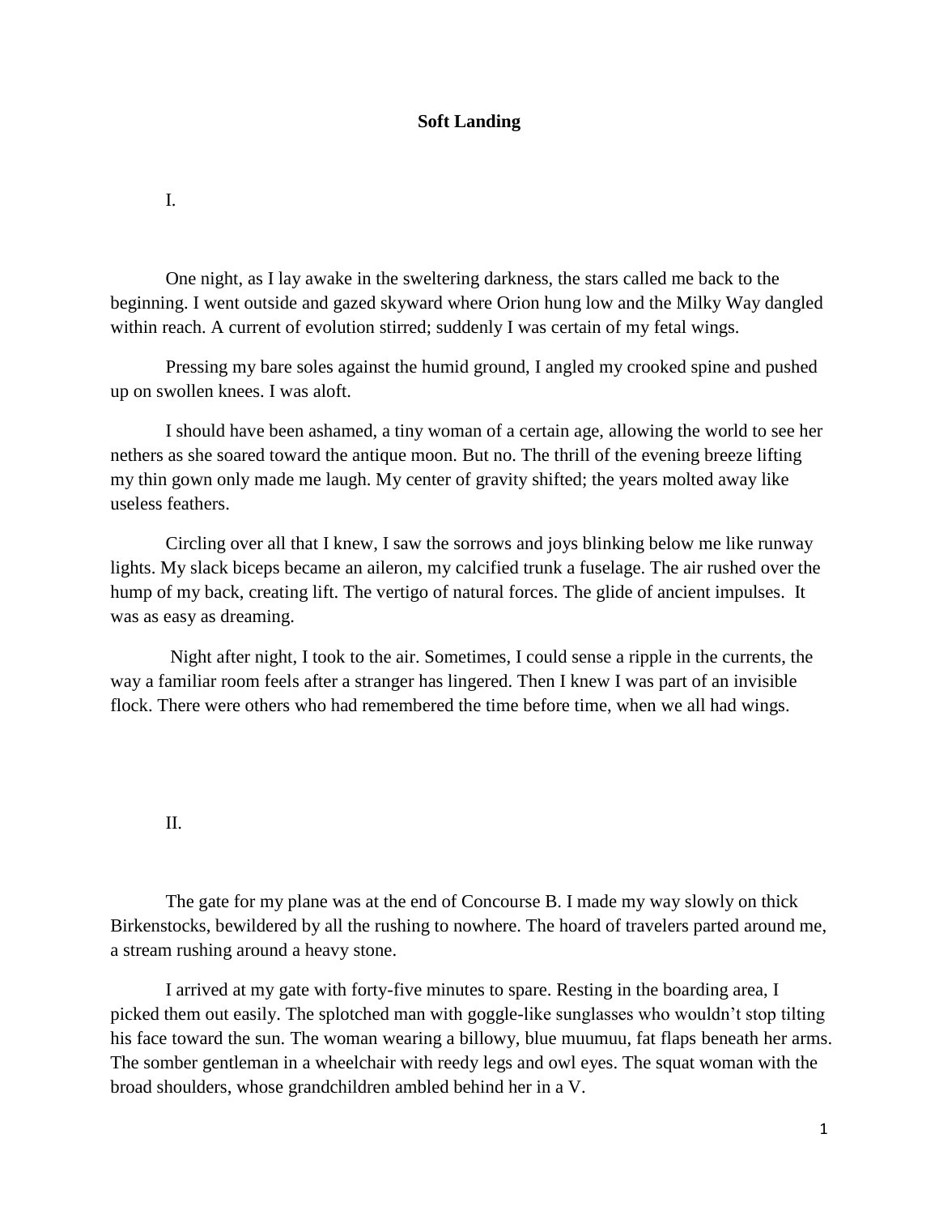# Soft Landing

I.

One night, as I lay awake in the sweltering darkness, the stars called me back to the beginning. I went outside and gazed skyward where Orion hung low and the Milky Way dangled within reach. A current of evolution stirred; suddenly I was certain of my fetal wings.

Pressing my bare soles against the humid ground, I angled my crooked spine and pushed up on swollen knees. I was aloft.

I should have been ashamed, a tiny woman of a certain age, allowing the world to see her nethers as she soared toward the antique moon. But no. The thrill of the evening breeze lifting my thin gown only made me laugh. My center of gravity shifted; the years molted away like useless feathers.

Circling over all that I knew, I saw the sorrows and joys blinking below me like runway lights. My slack biceps became an aileron, my calcified trunk a fuselage. The air rushed over the hump of my back, creating lift. The vertigo of natural forces. The glide of ancient impulses. It was as easy as dreaming.

Night after night, I took to the air. Sometimes, I could sense a ripple in the currents, the way a familiar room feels after a stranger has lingered. Then I knew I was part of an invisible flock. There were others who had remembered the time before time, when we all had wings.

II.

The gate for my plane was at the end of Concourse B. I made my way slowly on thick Birkenstocks, bewildered by all the rushing to nowhere. The hoard of travelers parted around me, a stream rushing around a heavy stone.

I arrived at my gate with forty-five minutes to spare. Resting in the boarding area, I picked them out easily. The splotched man with goggle-like sunglasses who wouldn't stop tilting his face toward the sun. The woman wearing a billowy, blue muumuu, fat flaps beneath her arms. The somber gentleman in a wheelchair with reedy legs and owl eyes. The squat woman with the broad shoulders, whose grandchildren ambled behind her in a V.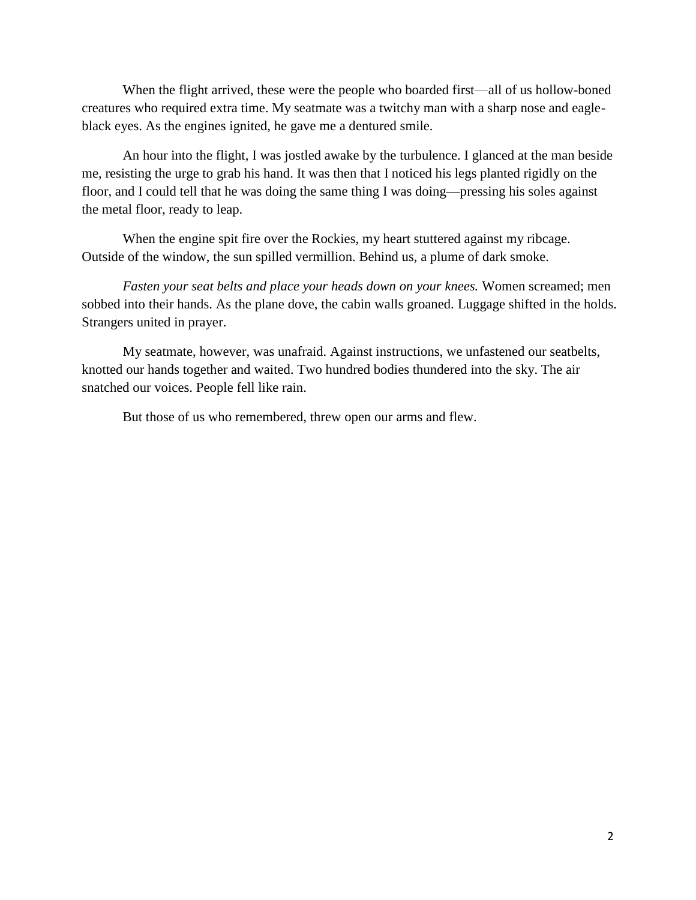When the flight arrived, these were the people who boarded first—all of us hollow-boned creatures who required extra time. My seatmate was a twitchy man with a sharp nose and eagle-black eyes. As the engines ignited, he gave me a dentured smile.

An hour into the flight, I was jostled awake by the turbulence. I glanced at the man beside me, resisting the urge to grab his hand. It was then that I noticed his legs planted rigidly on the floor, and I could tell that he was doing the same thing I was doing—pressing his soles against the metal floor, ready to leap.

When the engine spit fire over the Rockies, my heart stuttered against my ribcage. Outside of the window, the sun spilled vermillion. Behind us, a plume of dark smoke.

*Fasten your seat belts and place your heads down on your knees.* Women screamed; men sobbed into their hands. As the plane dove, the cabin walls groaned. Luggage shifted in the holds. Strangers united in prayer.

My seatmate, however, was unafraid. Against instructions, we unfastened our seatbelts, knotted our hands together and waited. Two hundred bodies thundered into the sky. The air snatched our voices. People fell like rain.

But those of us who remembered, threw open our arms and flew.